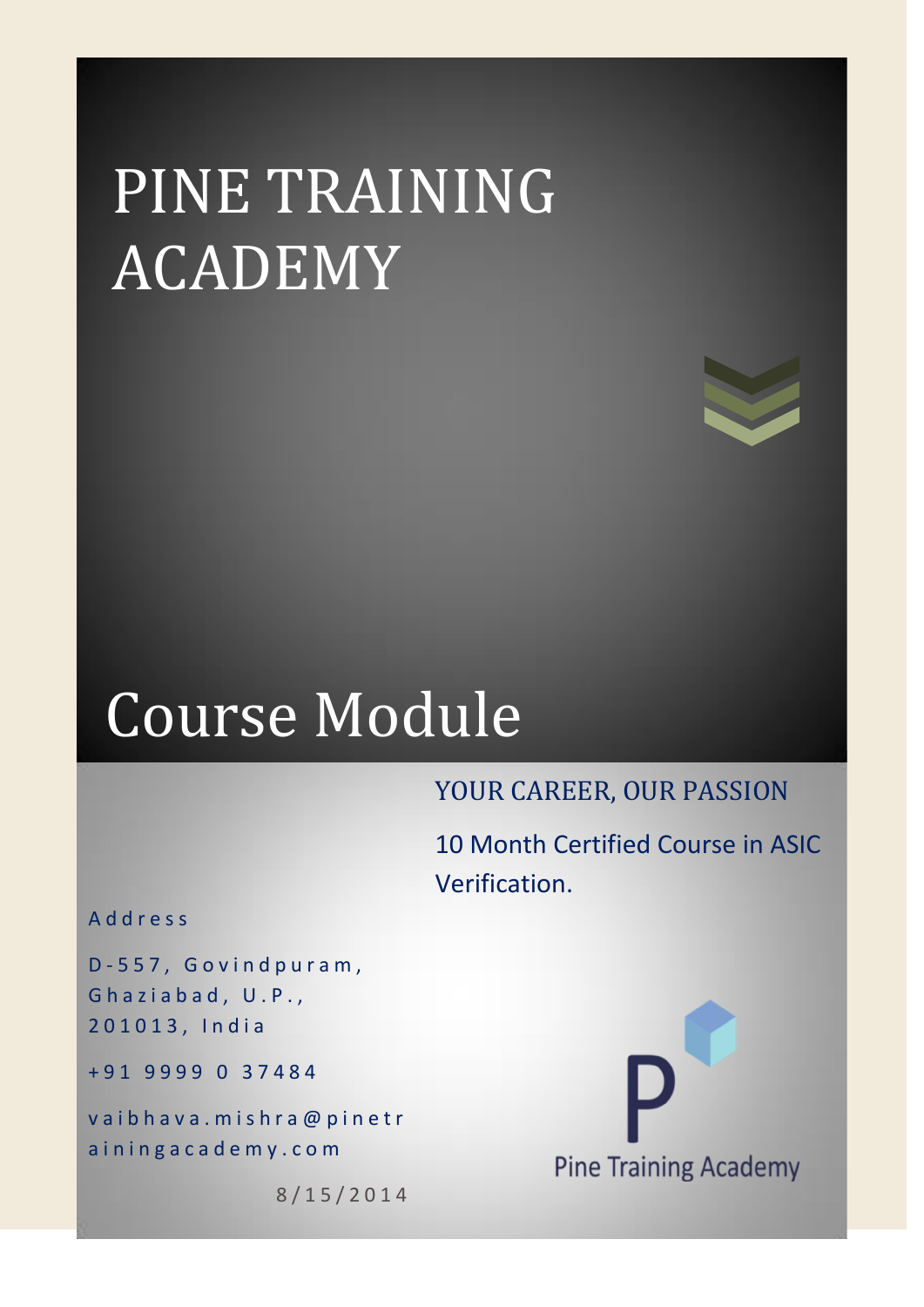# PINE TRAINING ACADEMY

# Course Module

YOUR CAREER, OUR PASSION

10 Month Certified Course in ASIC Verification.

Address

D-557, Govindpuram, Ghaziabad, U.P., 201013, India

+91 9999 0 37484

vaibhava.mishra@pinetrainingacademy.com

8/15/2014

Pine Training Academy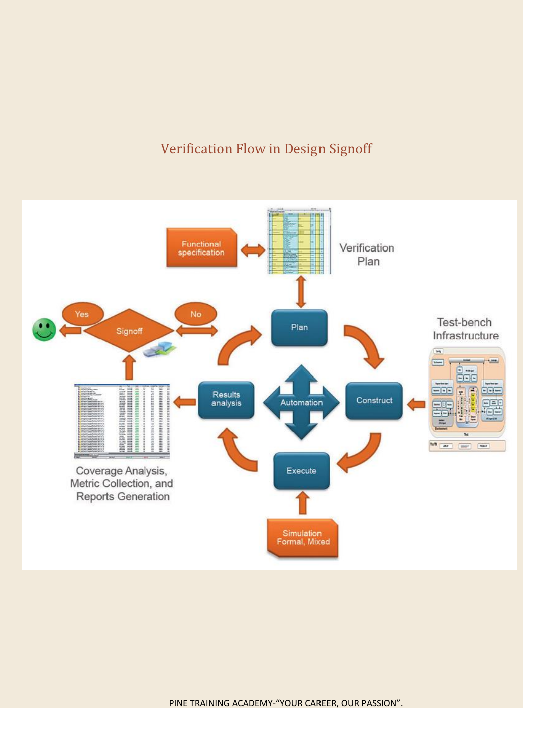## Verification Flow in Design Signoff

Functional specification

Verification Plan

Plan

Construct

Test-bench Infrastructure

Automation

Execute

Simulation Formal, Mixed

Results analysis

Coverage Analysis, Metric Collection, and Reports Generation

Signoff

Yes

No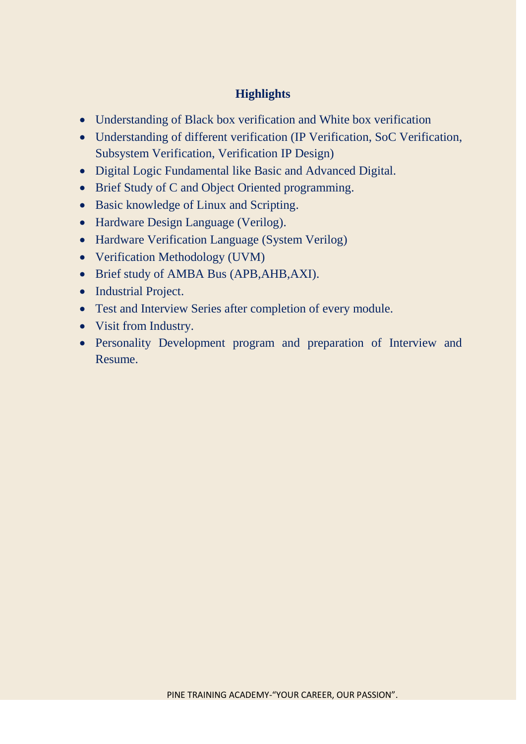## Highlights

- Understanding of Black box verification and White box verification
- Understanding of different verification (IP Verification, SoC Verification, Subsystem Verification, Verification IP Design)
- Digital Logic Fundamental like Basic and Advanced Digital.
- Brief Study of C and Object Oriented programming.
- Basic knowledge of Linux and Scripting.
- Hardware Design Language (Verilog).
- Hardware Verification Language (System Verilog)
- Verification Methodology (UVM)
- Brief study of AMBA Bus (APB,AHB,AXI).
- Industrial Project.
- Test and Interview Series after completion of every module.
- Visit from Industry.
- Personality Development program and preparation of Interview and Resume.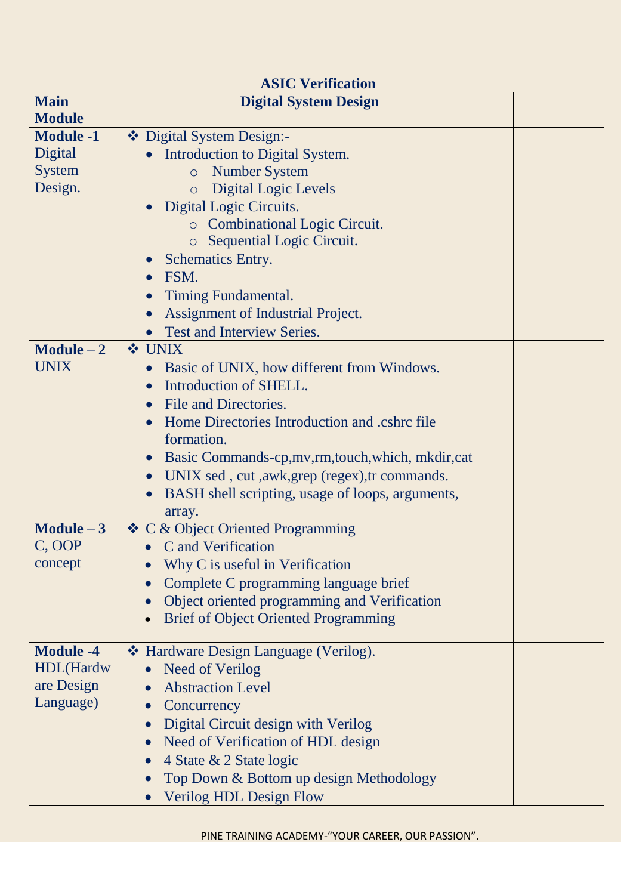| | ASIC Verification | | |
|---|---|---|---|
| **Main Module** | **Digital System Design** | | |
| **Module -1** Digital System Design. | ❖ Digital System Design:-<br>• Introduction to Digital System.<br>  ○ Number System<br>  ○ Digital Logic Levels<br>• Digital Logic Circuits.<br>  ○ Combinational Logic Circuit.<br>  ○ Sequential Logic Circuit.<br>• Schematics Entry.<br>• FSM.<br>• Timing Fundamental.<br>• Assignment of Industrial Project.<br>• Test and Interview Series. | | |
| **Module – 2** UNIX | ❖ UNIX<br>• Basic of UNIX, how different from Windows.<br>• Introduction of SHELL.<br>• File and Directories.<br>• Home Directories Introduction and .cshrc file formation.<br>• Basic Commands-cp,mv,rm,touch,which, mkdir,cat<br>• UNIX sed , cut ,awk,grep (regex),tr commands.<br>• BASH shell scripting, usage of loops, arguments, array. | | |
| **Module – 3** C, OOP concept | ❖ C & Object Oriented Programming<br>• C and Verification<br>• Why C is useful in Verification<br>• Complete C programming language brief<br>• Object oriented programming and Verification<br>• Brief of Object Oriented Programming | | |
| **Module -4** HDL(Hardware Design Language) | ❖ Hardware Design Language (Verilog).<br>• Need of Verilog<br>• Abstraction Level<br>• Concurrency<br>• Digital Circuit design with Verilog<br>• Need of Verification of HDL design<br>• 4 State & 2 State logic<br>• Top Down & Bottom up design Methodology<br>• Verilog HDL Design Flow | | |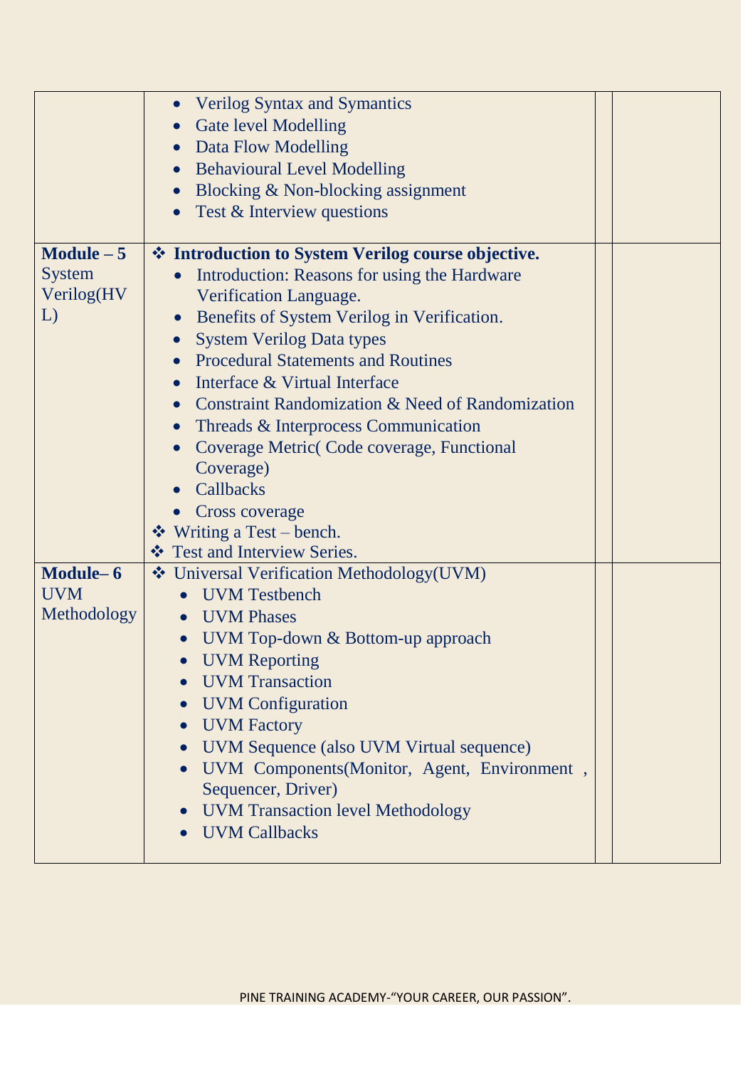| | | | |
|---|---|---|---|
| | • Verilog Syntax and Symantics<br>• Gate level Modelling<br>• Data Flow Modelling<br>• Behavioural Level Modelling<br>• Blocking & Non-blocking assignment<br>• Test & Interview questions | | |
| **Module – 5**<br>System Verilog(HVL) | ❖ **Introduction to System Verilog course objective.**<br>• Introduction: Reasons for using the Hardware Verification Language.<br>• Benefits of System Verilog in Verification.<br>• System Verilog Data types<br>• Procedural Statements and Routines<br>• Interface & Virtual Interface<br>• Constraint Randomization & Need of Randomization<br>• Threads & Interprocess Communication<br>• Coverage Metric( Code coverage, Functional Coverage)<br>• Callbacks<br>• Cross coverage<br>❖ Writing a Test – bench.<br>❖ Test and Interview Series. | | |
| **Module– 6**<br>UVM Methodology | ❖ Universal Verification Methodology(UVM)<br>• UVM Testbench<br>• UVM Phases<br>• UVM Top-down & Bottom-up approach<br>• UVM Reporting<br>• UVM Transaction<br>• UVM Configuration<br>• UVM Factory<br>• UVM Sequence (also UVM Virtual sequence)<br>• UVM Components(Monitor, Agent, Environment , Sequencer, Driver)<br>• UVM Transaction level Methodology<br>• UVM Callbacks | | |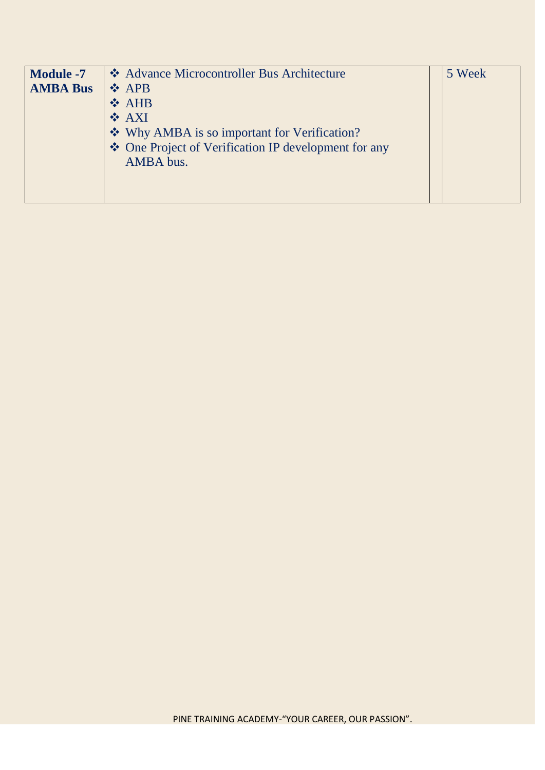| | | | |
|---|---|---|---|
| **Module -7 AMBA Bus** | ❖ Advance Microcontroller Bus Architecture<br>❖ APB<br>❖ AHB<br>❖ AXI<br>❖ Why AMBA is so important for Verification?<br>❖ One Project of Verification IP development for any AMBA bus. | | 5 Week |